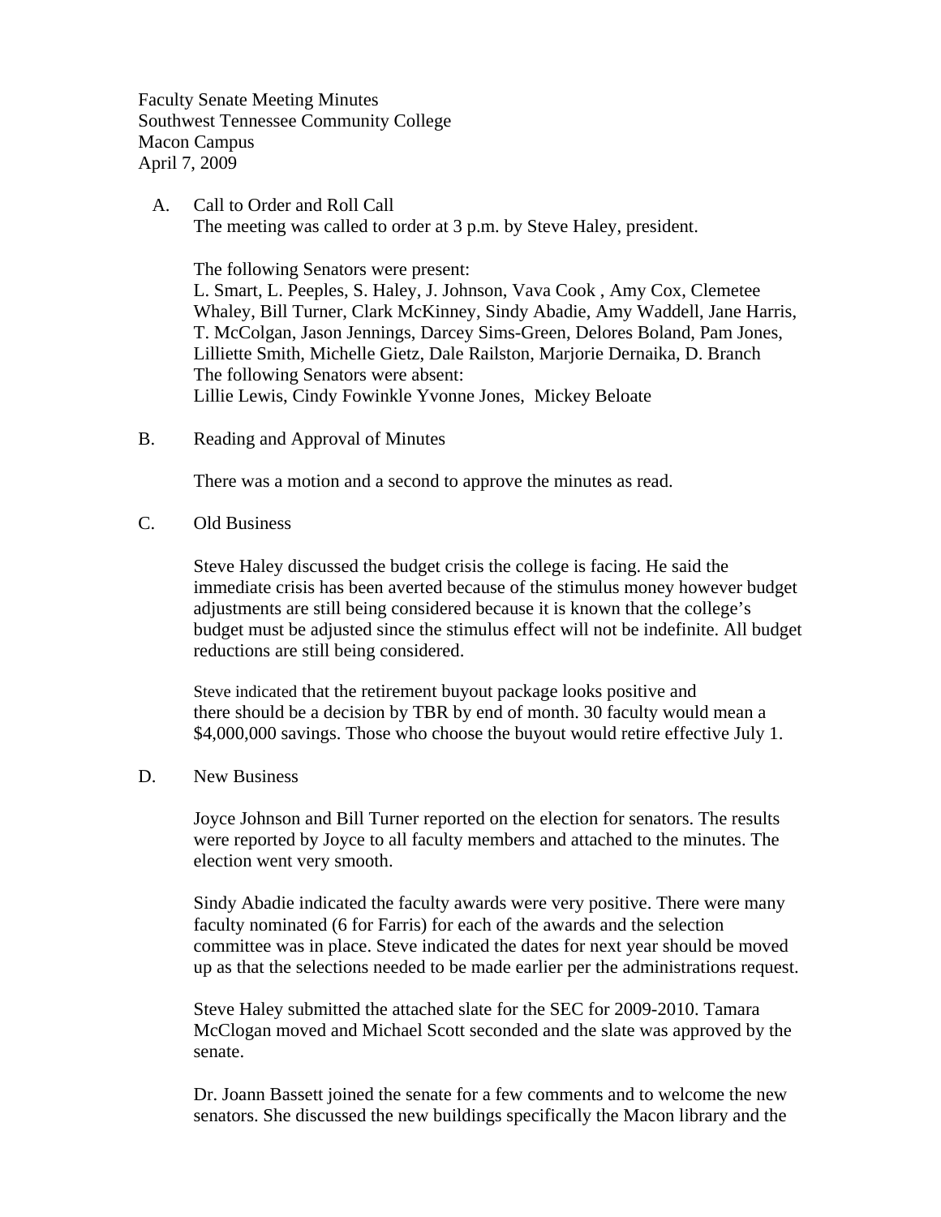Faculty Senate Meeting Minutes
Southwest Tennessee Community College
Macon Campus
April 7, 2009

A. Call to Order and Roll Call

The meeting was called to order at 3 p.m. by Steve Haley, president.

The following Senators were present:
L. Smart, L. Peeples, S. Haley, J. Johnson, Vava Cook , Amy Cox, Clemetee Whaley, Bill Turner, Clark McKinney, Sindy Abadie, Amy Waddell, Jane Harris, T. McColgan, Jason Jennings, Darcey Sims-Green, Delores Boland, Pam Jones, Lilliette Smith, Michelle Gietz, Dale Railston, Marjorie Dernaika, D. Branch
The following Senators were absent:
Lillie Lewis, Cindy Fowinkle Yvonne Jones, Mickey Beloate

B. Reading and Approval of Minutes

There was a motion and a second to approve the minutes as read.

C. Old Business

Steve Haley discussed the budget crisis the college is facing. He said the immediate crisis has been averted because of the stimulus money however budget adjustments are still being considered because it is known that the college's budget must be adjusted since the stimulus effect will not be indefinite. All budget reductions are still being considered.

Steve indicated that the retirement buyout package looks positive and there should be a decision by TBR by end of month. 30 faculty would mean a $4,000,000 savings. Those who choose the buyout would retire effective July 1.

D. New Business

Joyce Johnson and Bill Turner reported on the election for senators. The results were reported by Joyce to all faculty members and attached to the minutes. The election went very smooth.

Sindy Abadie indicated the faculty awards were very positive. There were many faculty nominated (6 for Farris) for each of the awards and the selection committee was in place. Steve indicated the dates for next year should be moved up as that the selections needed to be made earlier per the administrations request.

Steve Haley submitted the attached slate for the SEC for 2009-2010. Tamara McClogan moved and Michael Scott seconded and the slate was approved by the senate.

Dr. Joann Bassett joined the senate for a few comments and to welcome the new senators. She discussed the new buildings specifically the Macon library and the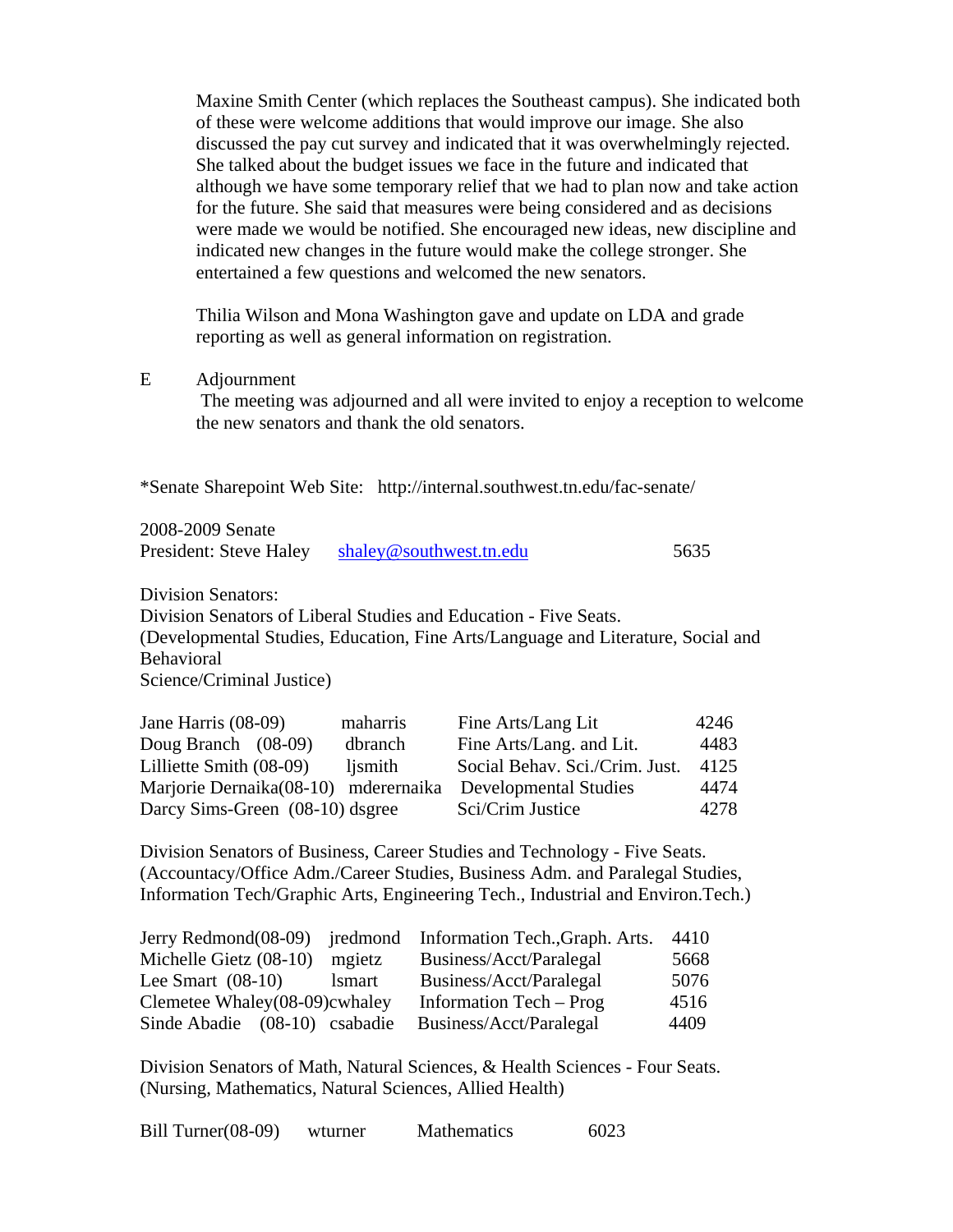Maxine Smith Center (which replaces the Southeast campus). She indicated both of these were welcome additions that would improve our image. She also discussed the pay cut survey and indicated that it was overwhelmingly rejected. She talked about the budget issues we face in the future and indicated that although we have some temporary relief that we had to plan now and take action for the future. She said that measures were being considered and as decisions were made we would be notified. She encouraged new ideas, new discipline and indicated new changes in the future would make the college stronger. She entertained a few questions and welcomed the new senators.

Thilia Wilson and Mona Washington gave and update on LDA and grade reporting as well as general information on registration.

E Adjournment

The meeting was adjourned and all were invited to enjoy a reception to welcome the new senators and thank the old senators.

*Senate Sharepoint Web Site: http://internal.southwest.tn.edu/fac-senate/

2008-2009 Senate
President: Steve Haley shaley@southwest.tn.edu 5635

Division Senators:
Division Senators of Liberal Studies and Education - Five Seats.
(Developmental Studies, Education, Fine Arts/Language and Literature, Social and Behavioral Science/Criminal Justice)

| | | | |
|---|---|---|---|
| Jane Harris (08-09) | maharris | Fine Arts/Lang Lit | 4246 |
| Doug Branch (08-09) | dbranch | Fine Arts/Lang. and Lit. | 4483 |
| Lilliette Smith (08-09) | ljsmith | Social Behav. Sci./Crim. Just. | 4125 |
| Marjorie Dernaika(08-10) | mderernaika | Developmental Studies | 4474 |
| Darcy Sims-Green (08-10) | dsgree | Sci/Crim Justice | 4278 |

Division Senators of Business, Career Studies and Technology - Five Seats.
(Accountacy/Office Adm./Career Studies, Business Adm. and Paralegal Studies, Information Tech/Graphic Arts, Engineering Tech., Industrial and Environ.Tech.)

| | | | |
|---|---|---|---|
| Jerry Redmond(08-09) | jredmond | Information Tech.,Graph. Arts. | 4410 |
| Michelle Gietz (08-10) | mgietz | Business/Acct/Paralegal | 5668 |
| Lee Smart (08-10) | lsmart | Business/Acct/Paralegal | 5076 |
| Clemetee Whaley(08-09) | cwhaley | Information Tech – Prog | 4516 |
| Sinde Abadie (08-10) | csabadie | Business/Acct/Paralegal | 4409 |

Division Senators of Math, Natural Sciences, & Health Sciences - Four Seats.
(Nursing, Mathematics, Natural Sciences, Allied Health)

| | | | |
|---|---|---|---|
| Bill Turner(08-09) | wturner | Mathematics | 6023 |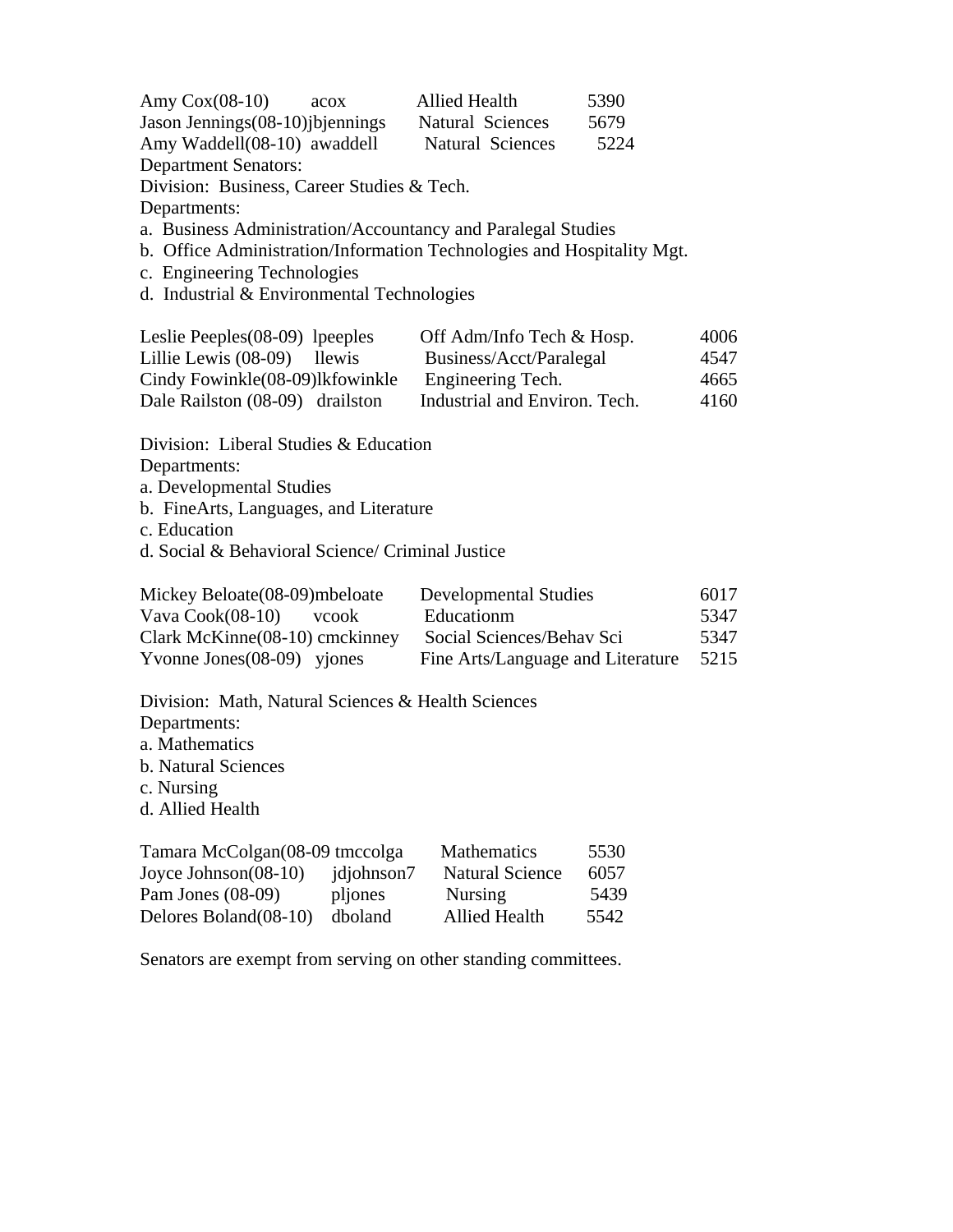| | | | |
|---|---|---|---|
| Amy Cox(08-10) | acox | Allied Health | 5390 |
| Jason Jennings(08-10) | jbjennings | Natural Sciences | 5679 |
| Amy Waddell(08-10) | awaddell | Natural Sciences | 5224 |

Department Senators:

Division: Business, Career Studies & Tech.

Departments:

a. Business Administration/Accountancy and Paralegal Studies
b. Office Administration/Information Technologies and Hospitality Mgt.
c. Engineering Technologies
d. Industrial & Environmental Technologies

| | | | |
|---|---|---|---|
| Leslie Peeples(08-09) | lpeeples | Off Adm/Info Tech & Hosp. | 4006 |
| Lillie Lewis (08-09) | llewis | Business/Acct/Paralegal | 4547 |
| Cindy Fowinkle(08-09) | lkfowinkle | Engineering Tech. | 4665 |
| Dale Railston (08-09) | drailston | Industrial and Environ. Tech. | 4160 |

Division: Liberal Studies & Education

Departments:

a. Developmental Studies
b. FineArts, Languages, and Literature
c. Education
d. Social & Behavioral Science/ Criminal Justice

| | | | |
|---|---|---|---|
| Mickey Beloate(08-09) | mbeloate | Developmental Studies | 6017 |
| Vava Cook(08-10) | vcook | Educationm | 5347 |
| Clark McKinne(08-10) | cmckinney | Social Sciences/Behav Sci | 5347 |
| Yvonne Jones(08-09) | yjones | Fine Arts/Language and Literature | 5215 |

Division: Math, Natural Sciences & Health Sciences

Departments:

a. Mathematics
b. Natural Sciences
c. Nursing
d. Allied Health

| | | | |
|---|---|---|---|
| Tamara McColgan(08-09 | tmccolga | Mathematics | 5530 |
| Joyce Johnson(08-10) | jdjohnson7 | Natural Science | 6057 |
| Pam Jones (08-09) | pljones | Nursing | 5439 |
| Delores Boland(08-10) | dboland | Allied Health | 5542 |

Senators are exempt from serving on other standing committees.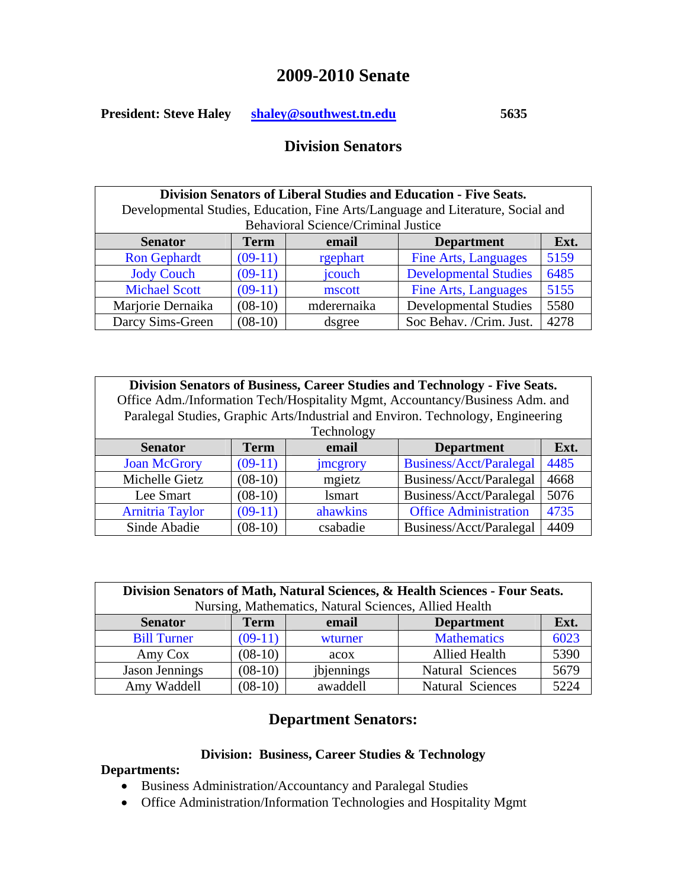# 2009-2010 Senate

**President: Steve Haley** **shaley@southwest.tn.edu** **5635**

## Division Senators

| **Division Senators of Liberal Studies and Education - Five Seats.** Developmental Studies, Education, Fine Arts/Language and Literature, Social and Behavioral Science/Criminal Justice | | | | |
|---|---|---|---|---|
| **Senator** | **Term** | **email** | **Department** | **Ext.** |
| Ron Gephardt | (09-11) | rgephart | Fine Arts, Languages | 5159 |
| Jody Couch | (09-11) | jcouch | Developmental Studies | 6485 |
| Michael Scott | (09-11) | mscott | Fine Arts, Languages | 5155 |
| Marjorie Dernaika | (08-10) | mderernaika | Developmental Studies | 5580 |
| Darcy Sims-Green | (08-10) | dsgree | Soc Behav. /Crim. Just. | 4278 |

| **Division Senators of Business, Career Studies and Technology - Five Seats.** Office Adm./Information Tech/Hospitality Mgmt, Accountancy/Business Adm. and Paralegal Studies, Graphic Arts/Industrial and Environ. Technology, Engineering Technology | | | | |
|---|---|---|---|---|
| **Senator** | **Term** | **email** | **Department** | **Ext.** |
| Joan McGrory | (09-11) | jmcgrory | Business/Acct/Paralegal | 4485 |
| Michelle Gietz | (08-10) | mgietz | Business/Acct/Paralegal | 4668 |
| Lee Smart | (08-10) | lsmart | Business/Acct/Paralegal | 5076 |
| Arnitria Taylor | (09-11) | ahawkins | Office Administration | 4735 |
| Sinde Abadie | (08-10) | csabadie | Business/Acct/Paralegal | 4409 |

| **Division Senators of Math, Natural Sciences, & Health Sciences - Four Seats.** Nursing, Mathematics, Natural Sciences, Allied Health | | | | |
|---|---|---|---|---|
| **Senator** | **Term** | **email** | **Department** | **Ext.** |
| Bill Turner | (09-11) | wturner | Mathematics | 6023 |
| Amy Cox | (08-10) | acox | Allied Health | 5390 |
| Jason Jennings | (08-10) | jbjennings | Natural Sciences | 5679 |
| Amy Waddell | (08-10) | awaddell | Natural Sciences | 5224 |

## Department Senators:

### Division: Business, Career Studies & Technology

**Departments:**

- Business Administration/Accountancy and Paralegal Studies
- Office Administration/Information Technologies and Hospitality Mgmt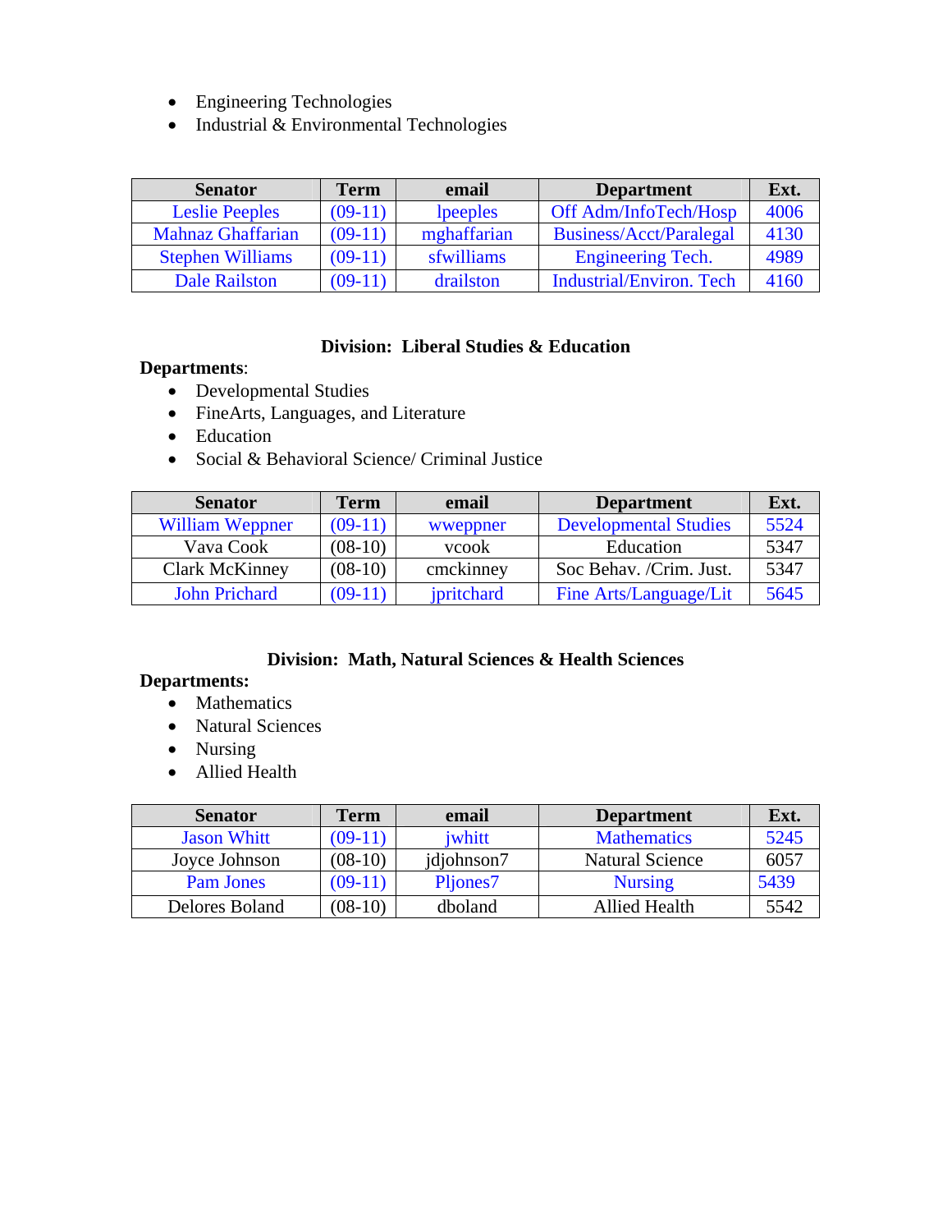- Engineering Technologies
- Industrial & Environmental Technologies

| Senator | Term | email | Department | Ext. |
|---|---|---|---|---|
| Leslie Peeples | (09-11) | lpeeples | Off Adm/InfoTech/Hosp | 4006 |
| Mahnaz Ghaffarian | (09-11) | mghaffarian | Business/Acct/Paralegal | 4130 |
| Stephen Williams | (09-11) | sfwilliams | Engineering Tech. | 4989 |
| Dale Railston | (09-11) | drailston | Industrial/Environ. Tech | 4160 |

### Division: Liberal Studies & Education

**Departments**:

- Developmental Studies
- FineArts, Languages, and Literature
- Education
- Social & Behavioral Science/ Criminal Justice

| Senator | Term | email | Department | Ext. |
|---|---|---|---|---|
| William Weppner | (09-11) | wweppner | Developmental Studies | 5524 |
| Vava Cook | (08-10) | vcook | Education | 5347 |
| Clark McKinney | (08-10) | cmckinney | Soc Behav. /Crim. Just. | 5347 |
| John Prichard | (09-11) | jpritchard | Fine Arts/Language/Lit | 5645 |

### Division: Math, Natural Sciences & Health Sciences

**Departments:**

- Mathematics
- Natural Sciences
- Nursing
- Allied Health

| Senator | Term | email | Department | Ext. |
|---|---|---|---|---|
| Jason Whitt | (09-11) | jwhitt | Mathematics | 5245 |
| Joyce Johnson | (08-10) | jdjohnson7 | Natural Science | 6057 |
| Pam Jones | (09-11) | Pljones7 | Nursing | 5439 |
| Delores Boland | (08-10) | dboland | Allied Health | 5542 |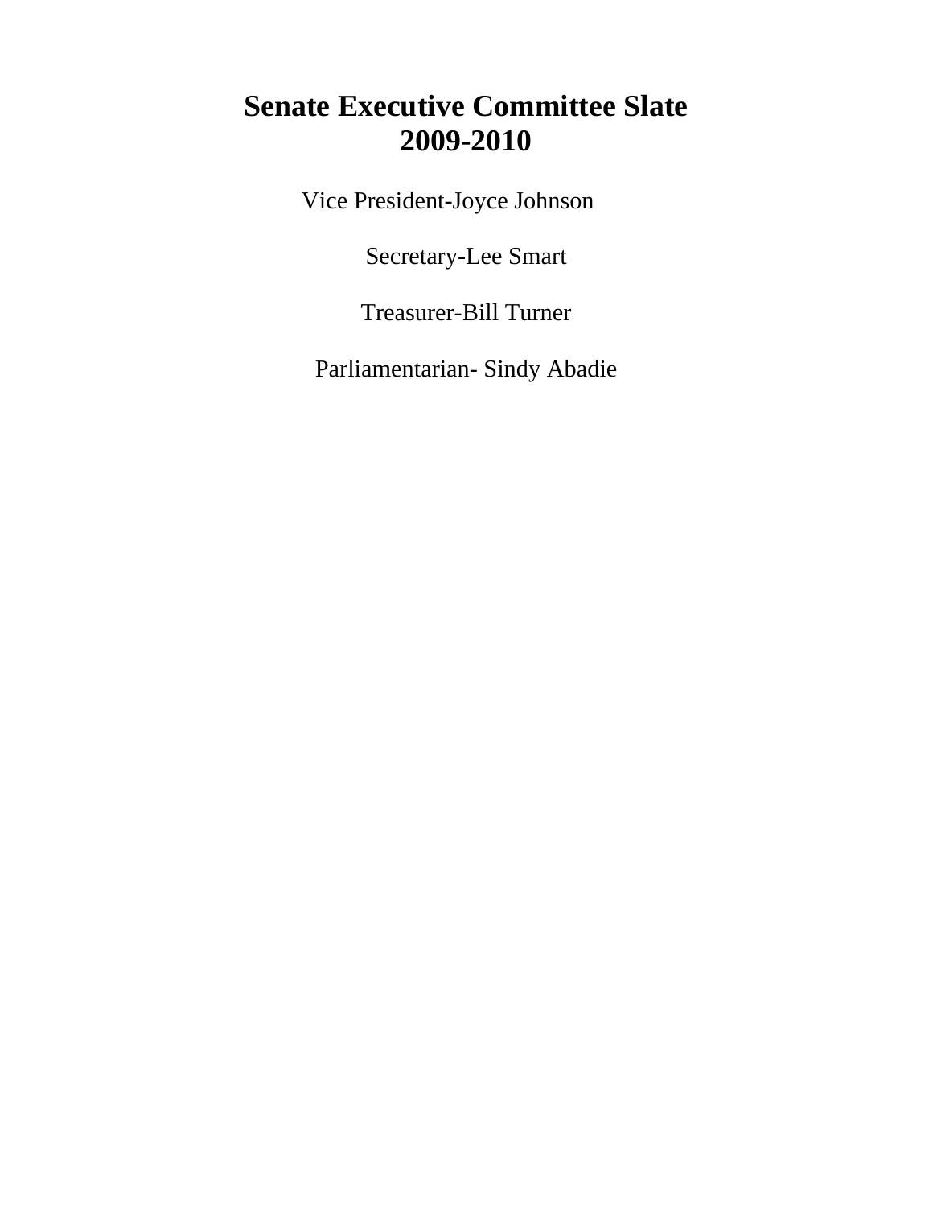# Senate Executive Committee Slate
# 2009-2010

Vice President-Joyce Johnson

Secretary-Lee Smart

Treasurer-Bill Turner

Parliamentarian- Sindy Abadie